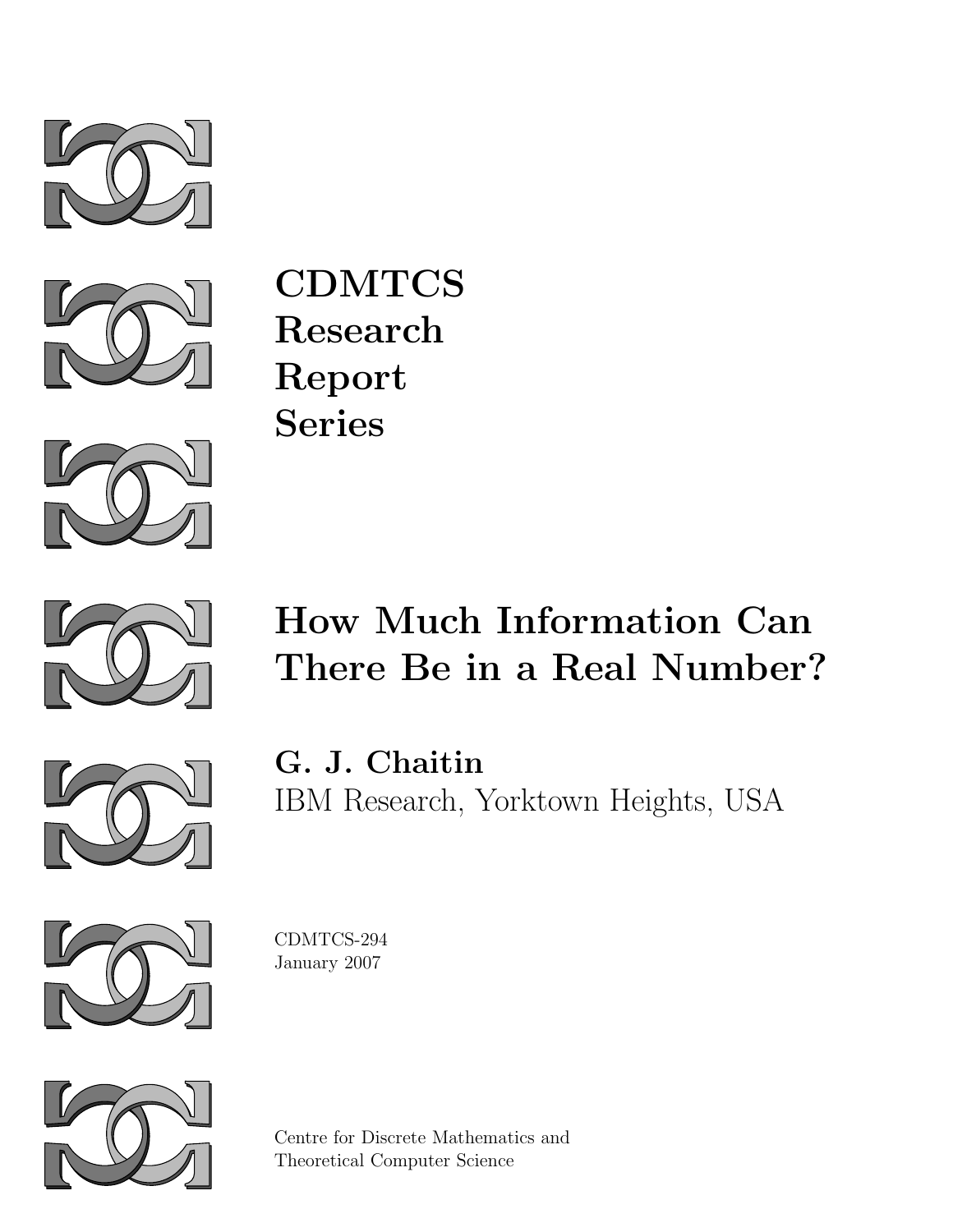**CDMTCS**
**Research**
**Report**
**Series**

# How Much Information Can There Be in a Real Number?

**G. J. Chaitin**
IBM Research, Yorktown Heights, USA

CDMTCS-294
January 2007

Centre for Discrete Mathematics and
Theoretical Computer Science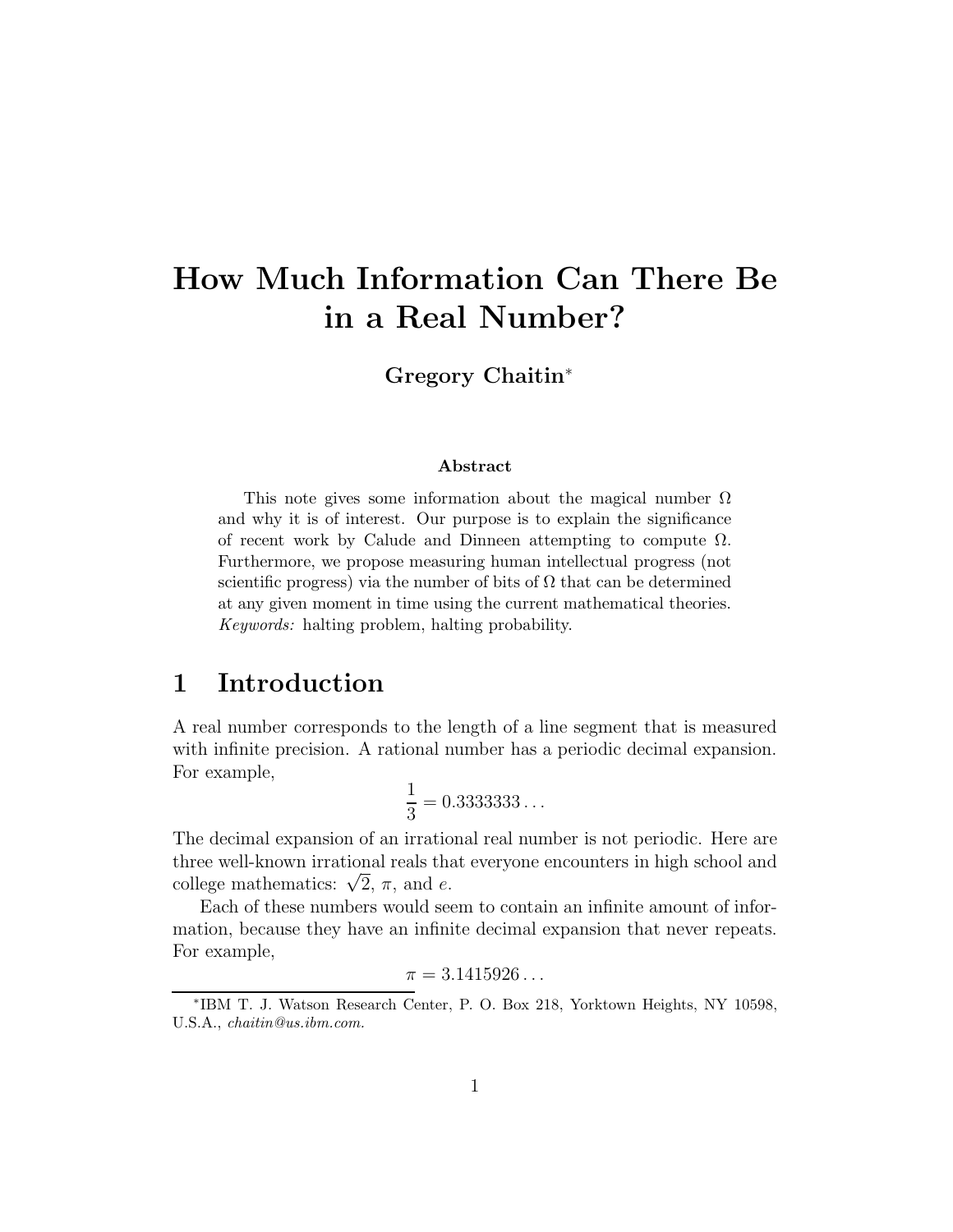# How Much Information Can There Be in a Real Number?

**Gregory Chaitin**[*]

### Abstract

This note gives some information about the magical number $\Omega$ and why it is of interest. Our purpose is to explain the significance of recent work by Calude and Dinneen attempting to compute $\Omega$. Furthermore, we propose measuring human intellectual progress (not scientific progress) via the number of bits of $\Omega$ that can be determined at any given moment in time using the current mathematical theories. *Keywords:* halting problem, halting probability.

## 1 Introduction

A real number corresponds to the length of a line segment that is measured with infinite precision. A rational number has a periodic decimal expansion. For example,

$$\frac{1}{3} = 0.3333333\ldots$$

The decimal expansion of an irrational real number is not periodic. Here are three well-known irrational reals that everyone encounters in high school and college mathematics: $\sqrt{2}$, $\pi$, and $e$.

Each of these numbers would seem to contain an infinite amount of information, because they have an infinite decimal expansion that never repeats. For example,

$$\pi = 3.1415926\ldots$$

[*]IBM T. J. Watson Research Center, P. O. Box 218, Yorktown Heights, NY 10598, U.S.A., *chaitin@us.ibm.com*.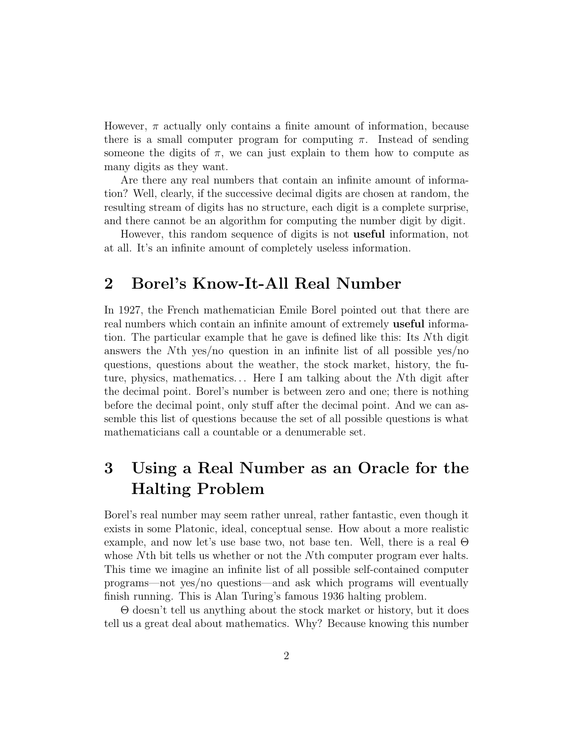However, $\pi$ actually only contains a finite amount of information, because there is a small computer program for computing $\pi$. Instead of sending someone the digits of $\pi$, we can just explain to them how to compute as many digits as they want.

Are there any real numbers that contain an infinite amount of information? Well, clearly, if the successive decimal digits are chosen at random, the resulting stream of digits has no structure, each digit is a complete surprise, and there cannot be an algorithm for computing the number digit by digit.

However, this random sequence of digits is not **useful** information, not at all. It's an infinite amount of completely useless information.

## 2 Borel's Know-It-All Real Number

In 1927, the French mathematician Emile Borel pointed out that there are real numbers which contain an infinite amount of extremely **useful** information. The particular example that he gave is defined like this: Its $N$th digit answers the $N$th yes/no question in an infinite list of all possible yes/no questions, questions about the weather, the stock market, history, the future, physics, mathematics... Here I am talking about the $N$th digit after the decimal point. Borel's number is between zero and one; there is nothing before the decimal point, only stuff after the decimal point. And we can assemble this list of questions because the set of all possible questions is what mathematicians call a countable or a denumerable set.

## 3 Using a Real Number as an Oracle for the Halting Problem

Borel's real number may seem rather unreal, rather fantastic, even though it exists in some Platonic, ideal, conceptual sense. How about a more realistic example, and now let's use base two, not base ten. Well, there is a real $\Theta$ whose $N$th bit tells us whether or not the $N$th computer program ever halts. This time we imagine an infinite list of all possible self-contained computer programs—not yes/no questions—and ask which programs will eventually finish running. This is Alan Turing's famous 1936 halting problem.

$\Theta$ doesn't tell us anything about the stock market or history, but it does tell us a great deal about mathematics. Why? Because knowing this number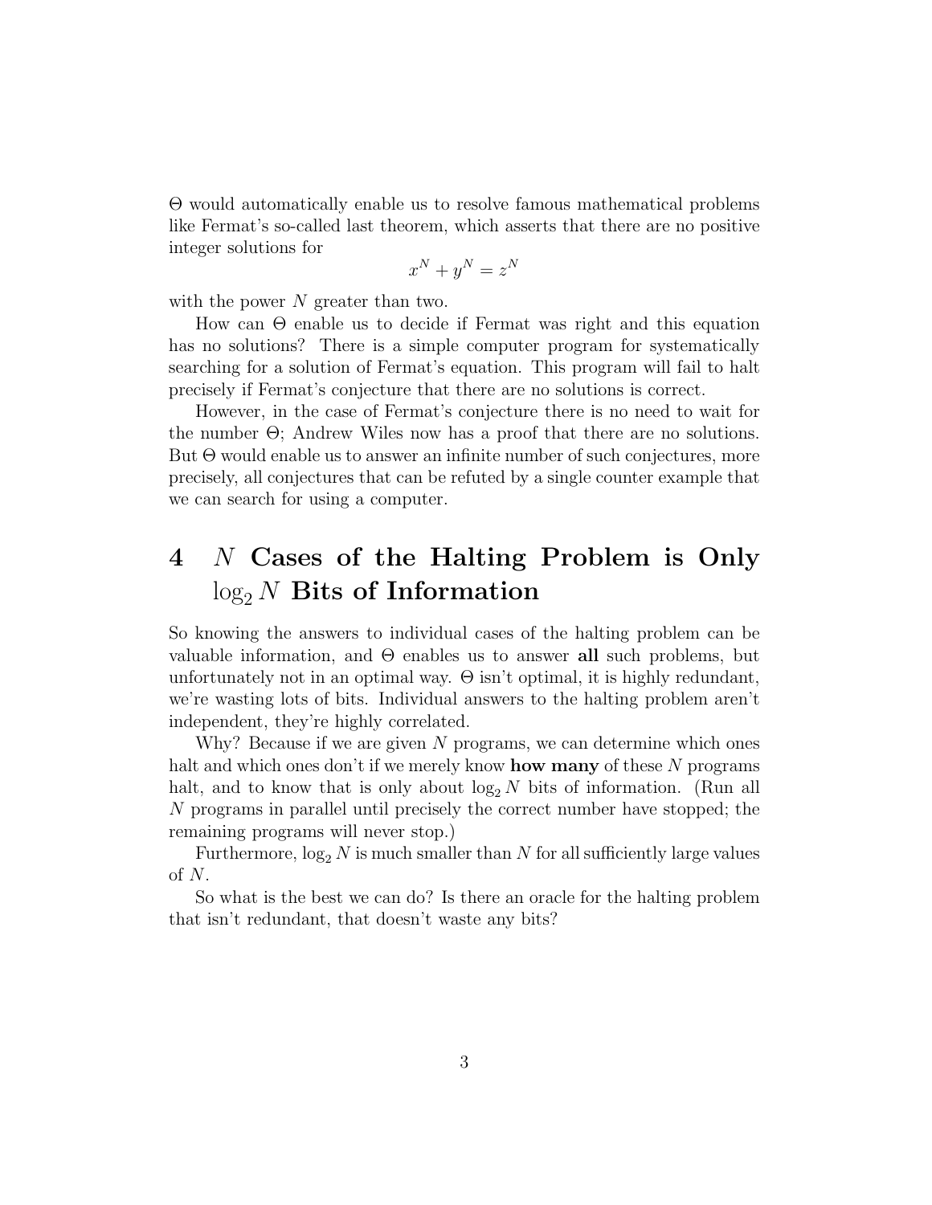$\Theta$ would automatically enable us to resolve famous mathematical problems like Fermat's so-called last theorem, which asserts that there are no positive integer solutions for

$$x^N + y^N = z^N$$

with the power $N$ greater than two.

How can $\Theta$ enable us to decide if Fermat was right and this equation has no solutions? There is a simple computer program for systematically searching for a solution of Fermat's equation. This program will fail to halt precisely if Fermat's conjecture that there are no solutions is correct.

However, in the case of Fermat's conjecture there is no need to wait for the number $\Theta$; Andrew Wiles now has a proof that there are no solutions. But $\Theta$ would enable us to answer an infinite number of such conjectures, more precisely, all conjectures that can be refuted by a single counter example that we can search for using a computer.

# 4 $N$ Cases of the Halting Problem is Only $\log_2 N$ Bits of Information

So knowing the answers to individual cases of the halting problem can be valuable information, and $\Theta$ enables us to answer **all** such problems, but unfortunately not in an optimal way. $\Theta$ isn't optimal, it is highly redundant, we're wasting lots of bits. Individual answers to the halting problem aren't independent, they're highly correlated.

Why? Because if we are given $N$ programs, we can determine which ones halt and which ones don't if we merely know **how many** of these $N$ programs halt, and to know that is only about $\log_2 N$ bits of information. (Run all $N$ programs in parallel until precisely the correct number have stopped; the remaining programs will never stop.)

Furthermore, $\log_2 N$ is much smaller than $N$ for all sufficiently large values of $N$.

So what is the best we can do? Is there an oracle for the halting problem that isn't redundant, that doesn't waste any bits?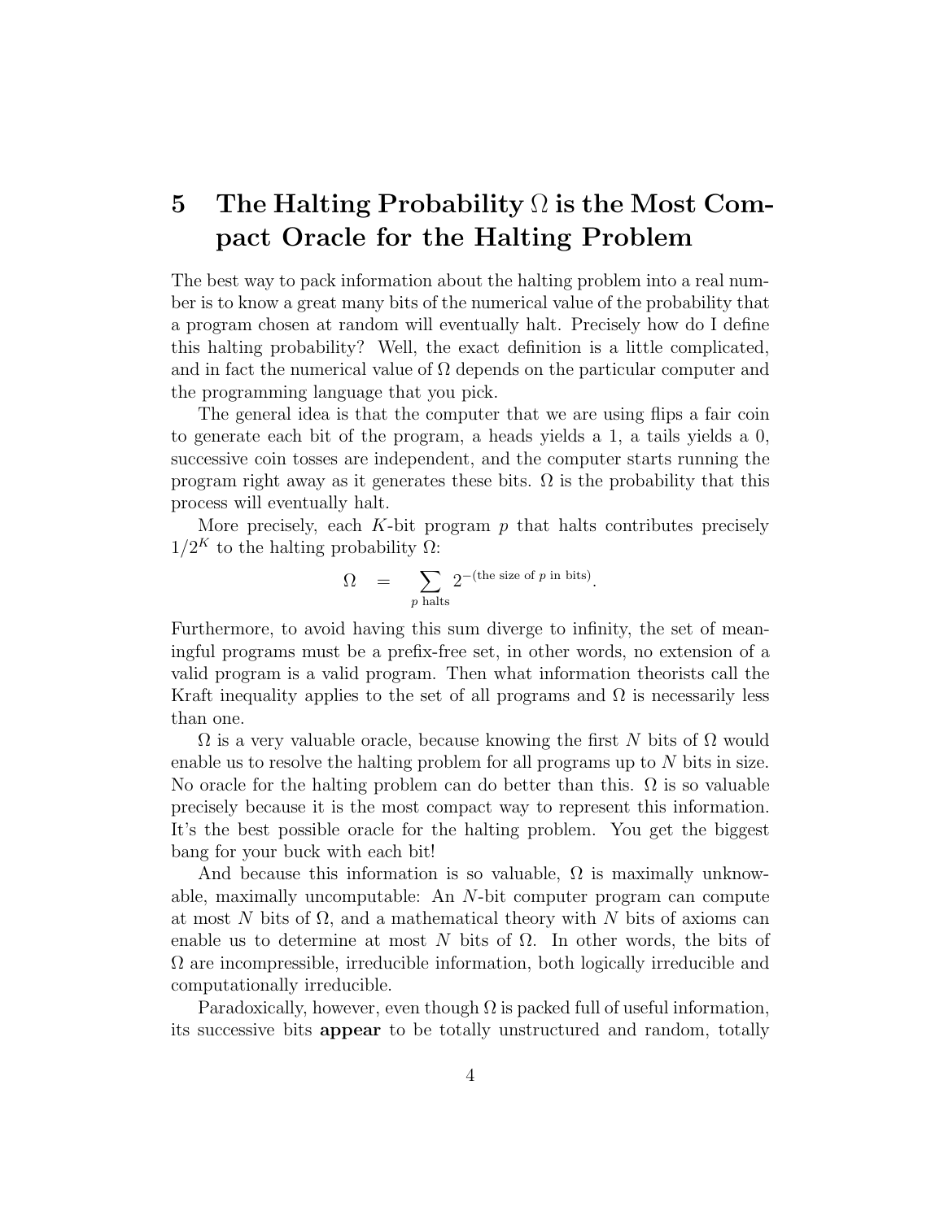## 5 The Halting Probability $\Omega$ is the Most Compact Oracle for the Halting Problem

The best way to pack information about the halting problem into a real number is to know a great many bits of the numerical value of the probability that a program chosen at random will eventually halt. Precisely how do I define this halting probability? Well, the exact definition is a little complicated, and in fact the numerical value of $\Omega$ depends on the particular computer and the programming language that you pick.

The general idea is that the computer that we are using flips a fair coin to generate each bit of the program, a heads yields a 1, a tails yields a 0, successive coin tosses are independent, and the computer starts running the program right away as it generates these bits. $\Omega$ is the probability that this process will eventually halt.

More precisely, each $K$-bit program $p$ that halts contributes precisely $1/2^K$ to the halting probability $\Omega$:

$$\Omega = \sum_{p \text{ halts}} 2^{-(\text{the size of } p \text{ in bits})}.$$

Furthermore, to avoid having this sum diverge to infinity, the set of meaningful programs must be a prefix-free set, in other words, no extension of a valid program is a valid program. Then what information theorists call the Kraft inequality applies to the set of all programs and $\Omega$ is necessarily less than one.

$\Omega$ is a very valuable oracle, because knowing the first $N$ bits of $\Omega$ would enable us to resolve the halting problem for all programs up to $N$ bits in size. No oracle for the halting problem can do better than this. $\Omega$ is so valuable precisely because it is the most compact way to represent this information. It's the best possible oracle for the halting problem. You get the biggest bang for your buck with each bit!

And because this information is so valuable, $\Omega$ is maximally unknowable, maximally uncomputable: An $N$-bit computer program can compute at most $N$ bits of $\Omega$, and a mathematical theory with $N$ bits of axioms can enable us to determine at most $N$ bits of $\Omega$. In other words, the bits of $\Omega$ are incompressible, irreducible information, both logically irreducible and computationally irreducible.

Paradoxically, however, even though $\Omega$ is packed full of useful information, its successive bits **appear** to be totally unstructured and random, totally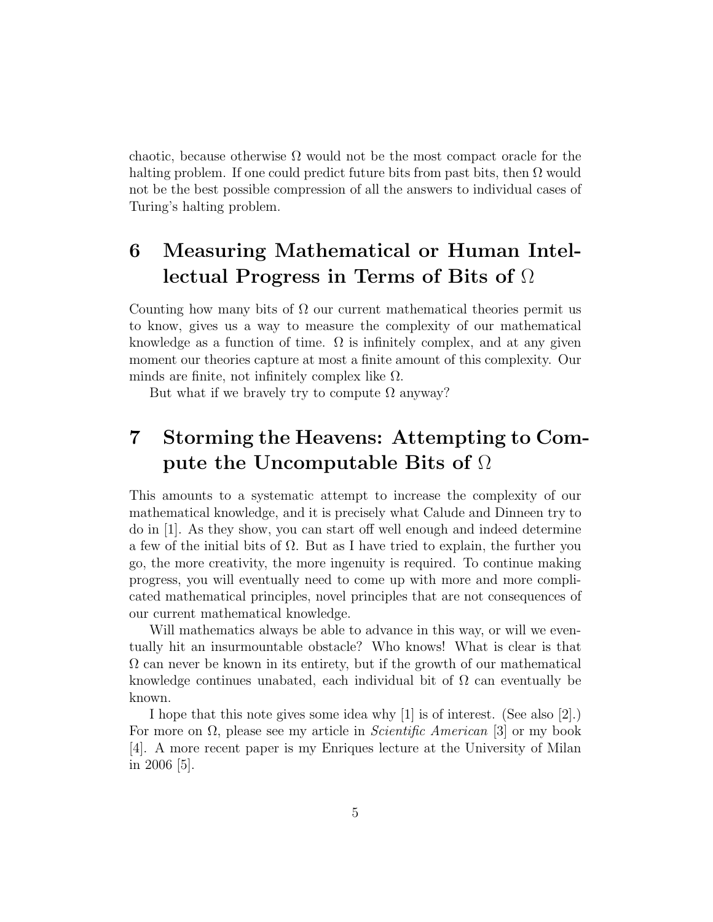chaotic, because otherwise $\Omega$ would not be the most compact oracle for the halting problem. If one could predict future bits from past bits, then $\Omega$ would not be the best possible compression of all the answers to individual cases of Turing's halting problem.

## 6 Measuring Mathematical or Human Intellectual Progress in Terms of Bits of $\Omega$

Counting how many bits of $\Omega$ our current mathematical theories permit us to know, gives us a way to measure the complexity of our mathematical knowledge as a function of time. $\Omega$ is infinitely complex, and at any given moment our theories capture at most a finite amount of this complexity. Our minds are finite, not infinitely complex like $\Omega$.

But what if we bravely try to compute $\Omega$ anyway?

## 7 Storming the Heavens: Attempting to Compute the Uncomputable Bits of $\Omega$

This amounts to a systematic attempt to increase the complexity of our mathematical knowledge, and it is precisely what Calude and Dinneen try to do in [1]. As they show, you can start off well enough and indeed determine a few of the initial bits of $\Omega$. But as I have tried to explain, the further you go, the more creativity, the more ingenuity is required. To continue making progress, you will eventually need to come up with more and more complicated mathematical principles, novel principles that are not consequences of our current mathematical knowledge.

Will mathematics always be able to advance in this way, or will we eventually hit an insurmountable obstacle? Who knows! What is clear is that $\Omega$ can never be known in its entirety, but if the growth of our mathematical knowledge continues unabated, each individual bit of $\Omega$ can eventually be known.

I hope that this note gives some idea why [1] is of interest. (See also [2].) For more on $\Omega$, please see my article in *Scientific American* [3] or my book [4]. A more recent paper is my Enriques lecture at the University of Milan in 2006 [5].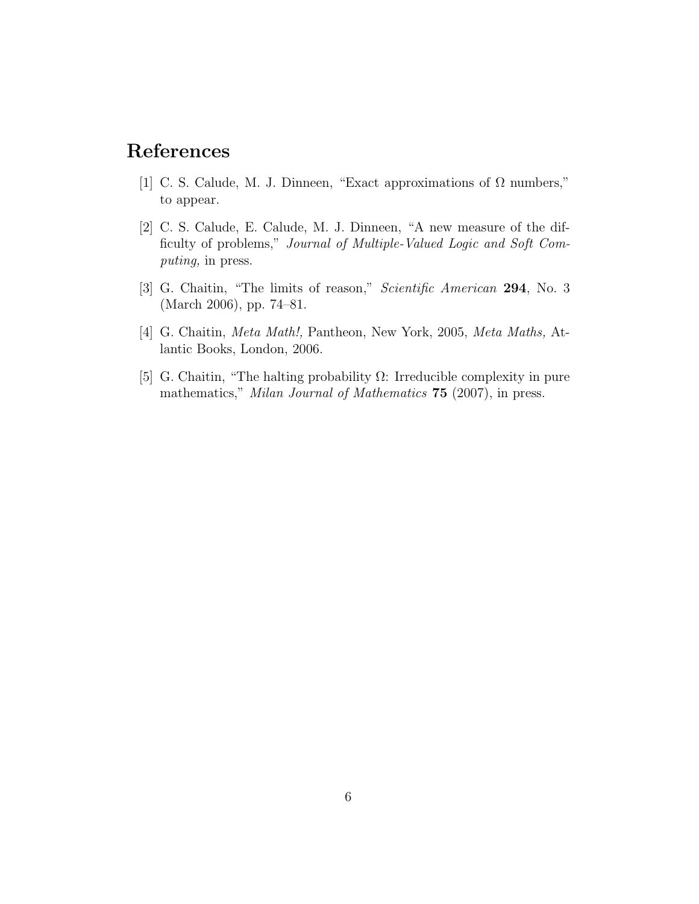# References

[1] C. S. Calude, M. J. Dinneen, "Exact approximations of $\Omega$ numbers," to appear.

[2] C. S. Calude, E. Calude, M. J. Dinneen, "A new measure of the difficulty of problems," *Journal of Multiple-Valued Logic and Soft Computing,* in press.

[3] G. Chaitin, "The limits of reason," *Scientific American* **294**, No. 3 (March 2006), pp. 74–81.

[4] G. Chaitin, *Meta Math!,* Pantheon, New York, 2005, *Meta Maths,* Atlantic Books, London, 2006.

[5] G. Chaitin, "The halting probability $\Omega$: Irreducible complexity in pure mathematics," *Milan Journal of Mathematics* **75** (2007), in press.